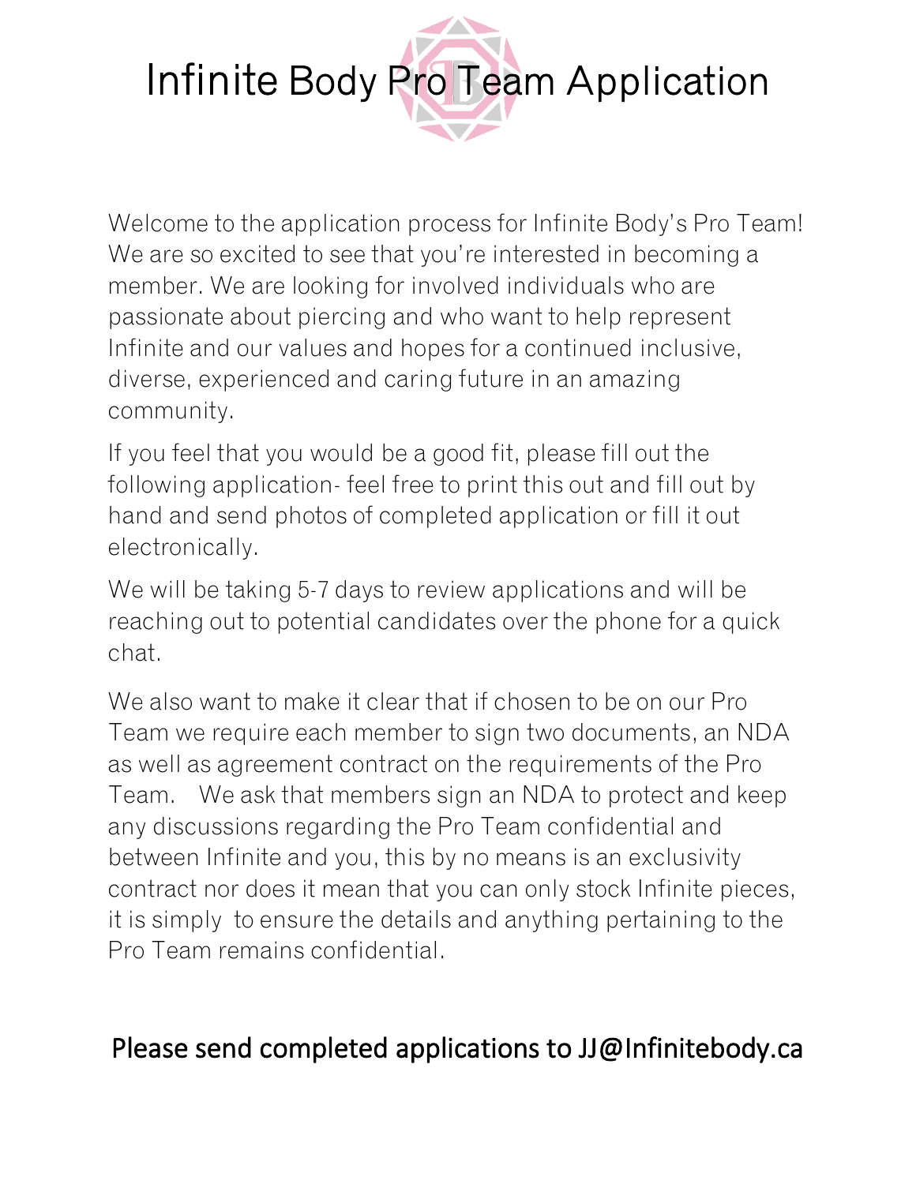# Infinite Body Pro Team Application

Welcome to the application process for Infinite Body's Pro Team! We are so excited to see that you're interested in becoming a member. We are looking for involved individuals who are passionate about piercing and who want to help represent Infinite and our values and hopes for a continued inclusive, diverse, experienced and caring future in an amazing community.

If you feel that you would be a good fit, please fill out the following application- feel free to print this out and fill out by hand and send photos of completed application or fill it out electronically.

We will be taking 5-7 days to review applications and will be reaching out to potential candidates over the phone for a quick chat.

We also want to make it clear that if chosen to be on our Pro Team we require each member to sign two documents, an NDA as well as agreement contract on the requirements of the Pro Team.  We ask that members sign an NDA to protect and keep any discussions regarding the Pro Team confidential and between Infinite and you, this by no means is an exclusivity contract nor does it mean that you can only stock Infinite pieces, it is simply to ensure the details and anything pertaining to the Pro Team remains confidential.

**Please send completed applications to JJ@Infinitebody.ca**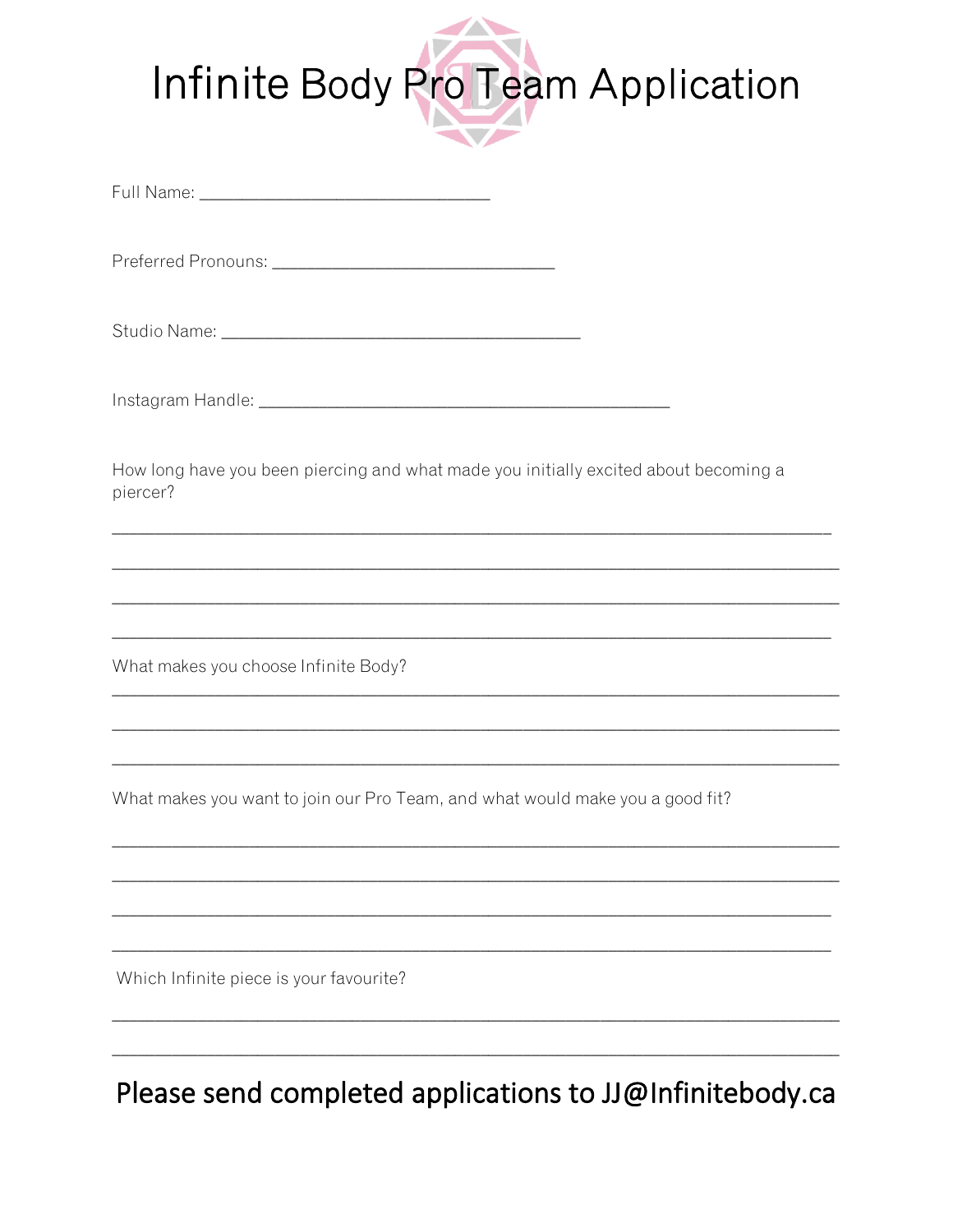# Infinite Body Pro Team Application

Full Name: ______________________________

Preferred Pronouns: ______________________________

Studio Name: ______________________________________

Instagram Handle: ___________________________________________

How long have you been piercing and what made you initially excited about becoming a piercer?

_____________________________________________________________________________

_____________________________________________________________________________

_____________________________________________________________________________

_____________________________________________________________________________

What makes you choose Infinite Body?

_____________________________________________________________________________

_____________________________________________________________________________

_____________________________________________________________________________

What makes you want to join our Pro Team, and what would make you a good fit?

_____________________________________________________________________________

_____________________________________________________________________________

_____________________________________________________________________________

_____________________________________________________________________________

Which Infinite piece is your favourite?

_____________________________________________________________________________

_____________________________________________________________________________

## Please send completed applications to JJ@Infinitebody.ca